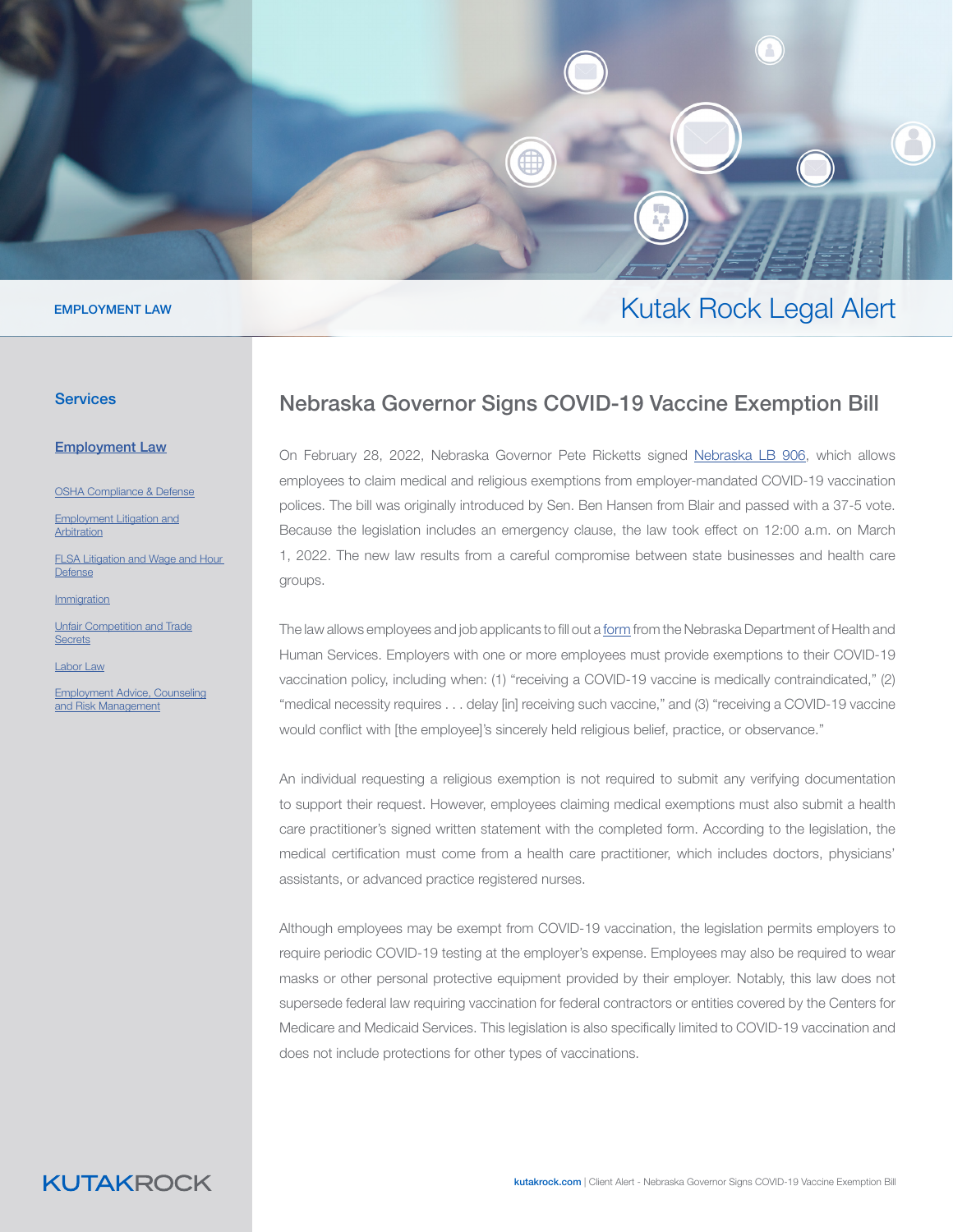EMPLOYMENT LAW

Kutak Rock Legal Alert

## Services

### Employment Law

- OSHA Compliance & Defense
- Employment Litigation and Arbitration
- FLSA Litigation and Wage and Hour Defense
- Immigration
- Unfair Competition and Trade Secrets
- Labor Law
- Employment Advice, Counseling and Risk Management

# Nebraska Governor Signs COVID-19 Vaccine Exemption Bill

On February 28, 2022, Nebraska Governor Pete Ricketts signed Nebraska LB 906, which allows employees to claim medical and religious exemptions from employer-mandated COVID-19 vaccination polices. The bill was originally introduced by Sen. Ben Hansen from Blair and passed with a 37-5 vote. Because the legislation includes an emergency clause, the law took effect on 12:00 a.m. on March 1, 2022. The new law results from a careful compromise between state businesses and health care groups.

The law allows employees and job applicants to fill out a form from the Nebraska Department of Health and Human Services. Employers with one or more employees must provide exemptions to their COVID-19 vaccination policy, including when: (1) "receiving a COVID-19 vaccine is medically contraindicated," (2) "medical necessity requires . . . delay [in] receiving such vaccine," and (3) "receiving a COVID-19 vaccine would conflict with [the employee]'s sincerely held religious belief, practice, or observance."

An individual requesting a religious exemption is not required to submit any verifying documentation to support their request. However, employees claiming medical exemptions must also submit a health care practitioner's signed written statement with the completed form. According to the legislation, the medical certification must come from a health care practitioner, which includes doctors, physicians' assistants, or advanced practice registered nurses.

Although employees may be exempt from COVID-19 vaccination, the legislation permits employers to require periodic COVID-19 testing at the employer's expense. Employees may also be required to wear masks or other personal protective equipment provided by their employer. Notably, this law does not supersede federal law requiring vaccination for federal contractors or entities covered by the Centers for Medicare and Medicaid Services. This legislation is also specifically limited to COVID-19 vaccination and does not include protections for other types of vaccinations.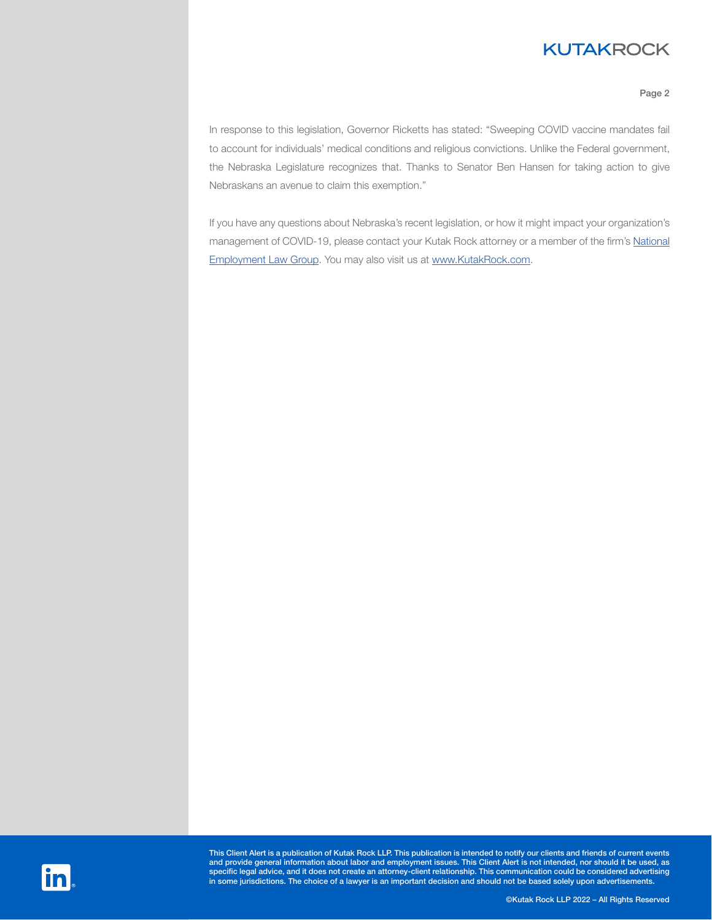In response to this legislation, Governor Ricketts has stated: "Sweeping COVID vaccine mandates fail to account for individuals' medical conditions and religious convictions. Unlike the Federal government, the Nebraska Legislature recognizes that. Thanks to Senator Ben Hansen for taking action to give Nebraskans an avenue to claim this exemption."

If you have any questions about Nebraska's recent legislation, or how it might impact your organization's management of COVID-19, please contact your Kutak Rock attorney or a member of the firm's National Employment Law Group. You may also visit us at www.KutakRock.com.

**This Client Alert is a publication of Kutak Rock LLP. This publication is intended to notify our clients and friends of current events and provide general information about labor and employment issues. This Client Alert is not intended, nor should it be used, as specific legal advice, and it does not create an attorney-client relationship. This communication could be considered advertising in some jurisdictions. The choice of a lawyer is an important decision and should not be based solely upon advertisements.**

**©Kutak Rock LLP 2022 – All Rights Reserved**